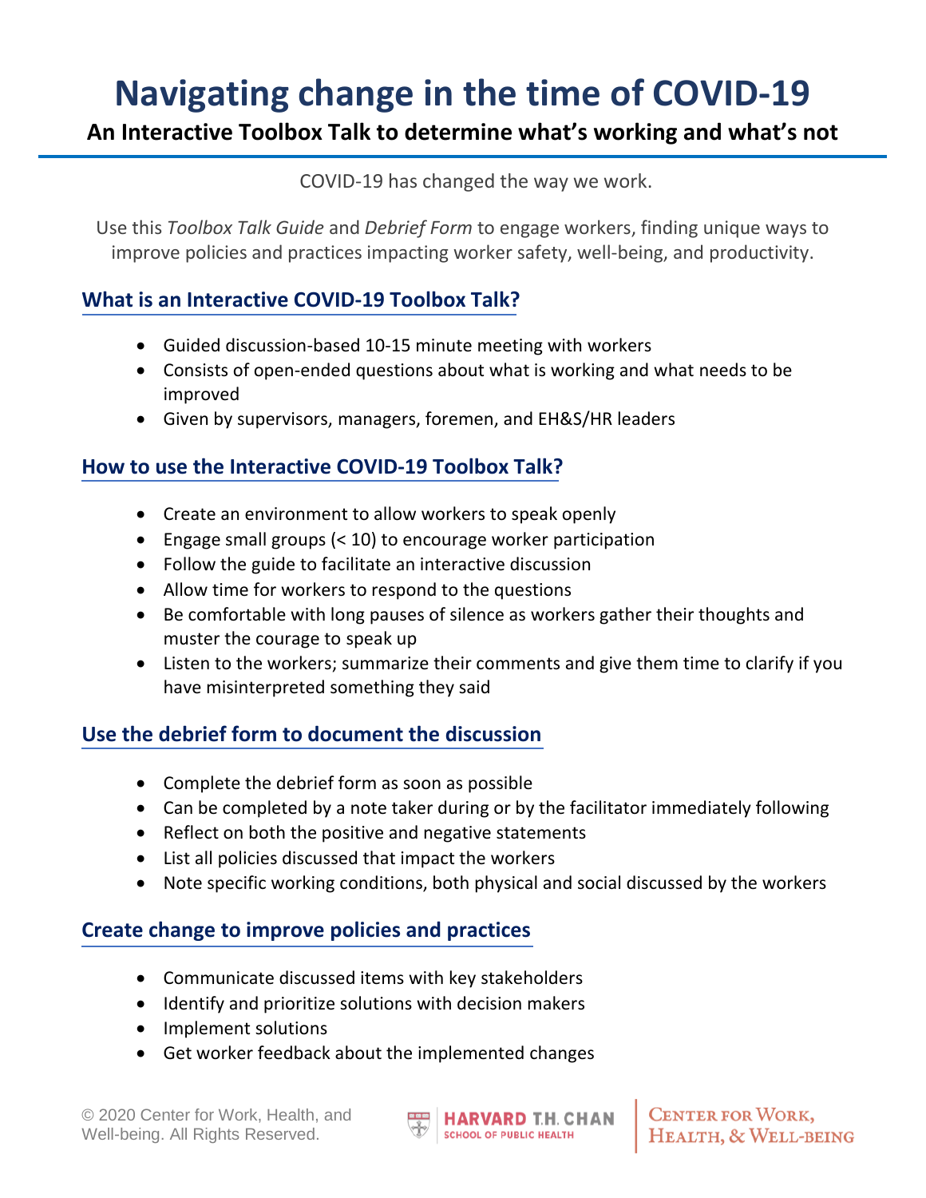# Navigating change in the time of COVID-19

## An Interactive Toolbox Talk to determine what's working and what's not

COVID-19 has changed the way we work.

Use this *Toolbox Talk Guide* and *Debrief Form* to engage workers, finding unique ways to improve policies and practices impacting worker safety, well-being, and productivity.

### What is an Interactive COVID-19 Toolbox Talk?

- Guided discussion-based 10-15 minute meeting with workers
- Consists of open-ended questions about what is working and what needs to be improved
- Given by supervisors, managers, foremen, and EH&S/HR leaders

### How to use the Interactive COVID-19 Toolbox Talk?

- Create an environment to allow workers to speak openly
- Engage small groups (< 10) to encourage worker participation
- Follow the guide to facilitate an interactive discussion
- Allow time for workers to respond to the questions
- Be comfortable with long pauses of silence as workers gather their thoughts and muster the courage to speak up
- Listen to the workers; summarize their comments and give them time to clarify if you have misinterpreted something they said

### Use the debrief form to document the discussion

- Complete the debrief form as soon as possible
- Can be completed by a note taker during or by the facilitator immediately following
- Reflect on both the positive and negative statements
- List all policies discussed that impact the workers
- Note specific working conditions, both physical and social discussed by the workers

### Create change to improve policies and practices

- Communicate discussed items with key stakeholders
- Identify and prioritize solutions with decision makers
- Implement solutions
- Get worker feedback about the implemented changes

© 2020 Center for Work, Health, and Well-being. All Rights Reserved.

HARVARD T.H. CHAN SCHOOL OF PUBLIC HEALTH | CENTER FOR WORK, HEALTH, & WELL-BEING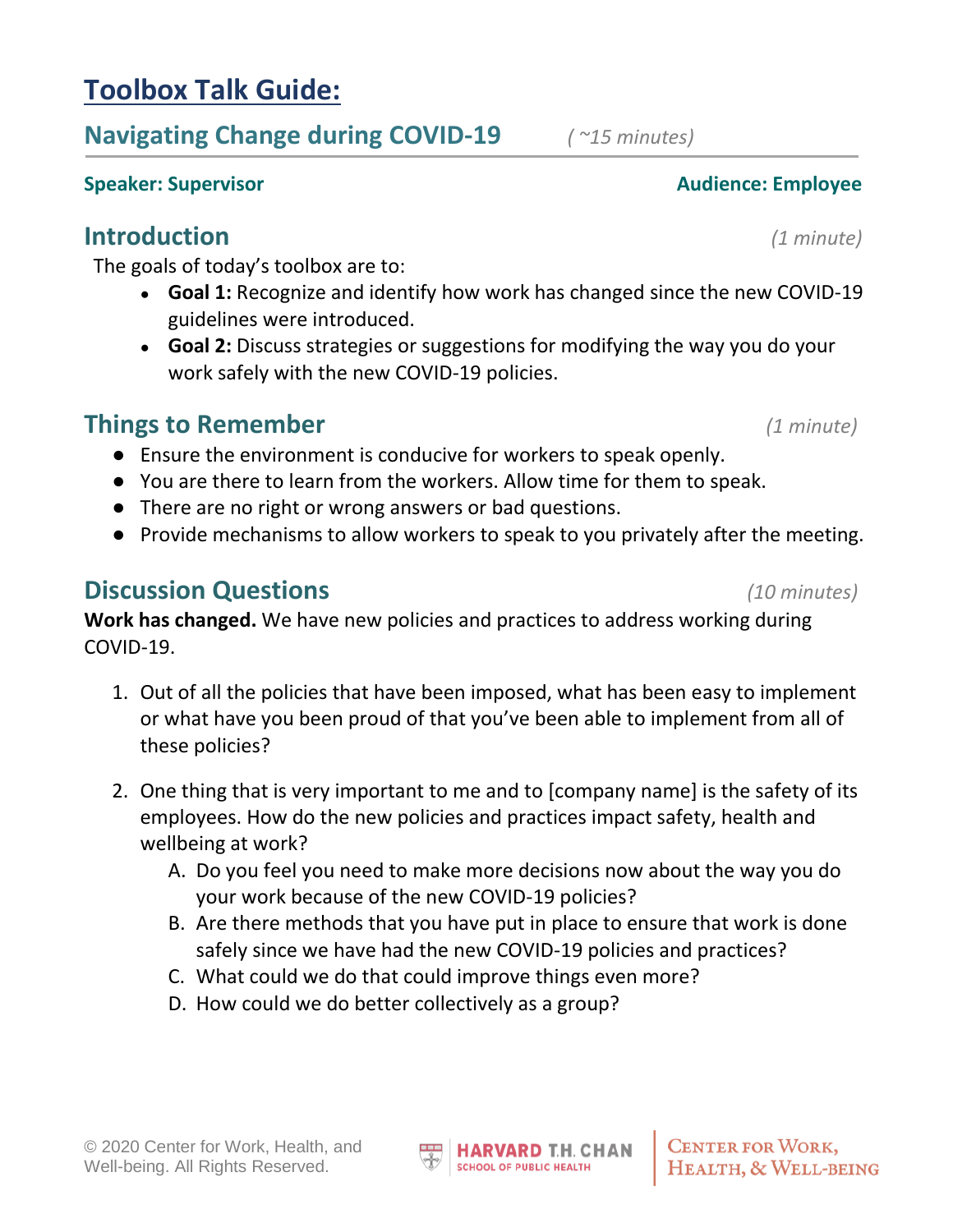# Toolbox Talk Guide:

## Navigating Change during COVID-19 *( ~15 minutes)*

**Speaker: Supervisor** **Audience: Employee**

## Introduction *(1 minute)*

The goals of today's toolbox are to:

- **Goal 1:** Recognize and identify how work has changed since the new COVID-19 guidelines were introduced.
- **Goal 2:** Discuss strategies or suggestions for modifying the way you do your work safely with the new COVID-19 policies.

## Things to Remember *(1 minute)*

- Ensure the environment is conducive for workers to speak openly.
- You are there to learn from the workers. Allow time for them to speak.
- There are no right or wrong answers or bad questions.
- Provide mechanisms to allow workers to speak to you privately after the meeting.

## Discussion Questions *(10 minutes)*

**Work has changed.** We have new policies and practices to address working during COVID-19.

1. Out of all the policies that have been imposed, what has been easy to implement or what have you been proud of that you've been able to implement from all of these policies?
2. One thing that is very important to me and to [company name] is the safety of its employees. How do the new policies and practices impact safety, health and wellbeing at work?
   A. Do you feel you need to make more decisions now about the way you do your work because of the new COVID-19 policies?
   B. Are there methods that you have put in place to ensure that work is done safely since we have had the new COVID-19 policies and practices?
   C. What could we do that could improve things even more?
   D. How could we do better collectively as a group?

© 2020 Center for Work, Health, and Well-being. All Rights Reserved.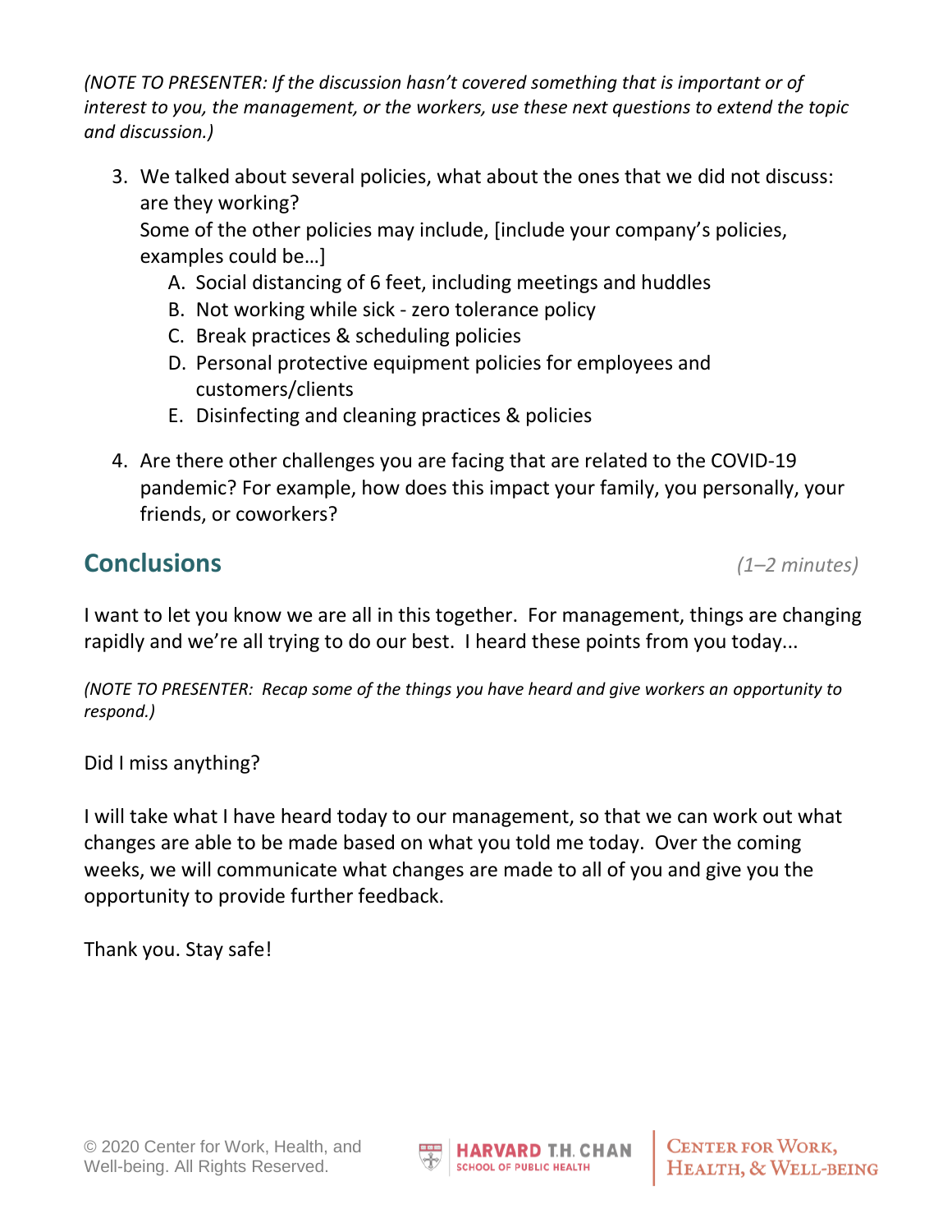*(NOTE TO PRESENTER: If the discussion hasn't covered something that is important or of interest to you, the management, or the workers, use these next questions to extend the topic and discussion.)*

3. We talked about several policies, what about the ones that we did not discuss: are they working?
   Some of the other policies may include, [include your company's policies, examples could be…]
   A. Social distancing of 6 feet, including meetings and huddles
   B. Not working while sick - zero tolerance policy
   C. Break practices & scheduling policies
   D. Personal protective equipment policies for employees and customers/clients
   E. Disinfecting and cleaning practices & policies

4. Are there other challenges you are facing that are related to the COVID-19 pandemic? For example, how does this impact your family, you personally, your friends, or coworkers?

## Conclusions

*(1–2 minutes)*

I want to let you know we are all in this together. For management, things are changing rapidly and we're all trying to do our best. I heard these points from you today...

*(NOTE TO PRESENTER: Recap some of the things you have heard and give workers an opportunity to respond.)*

Did I miss anything?

I will take what I have heard today to our management, so that we can work out what changes are able to be made based on what you told me today. Over the coming weeks, we will communicate what changes are made to all of you and give you the opportunity to provide further feedback.

Thank you. Stay safe!

© 2020 Center for Work, Health, and Well-being. All Rights Reserved.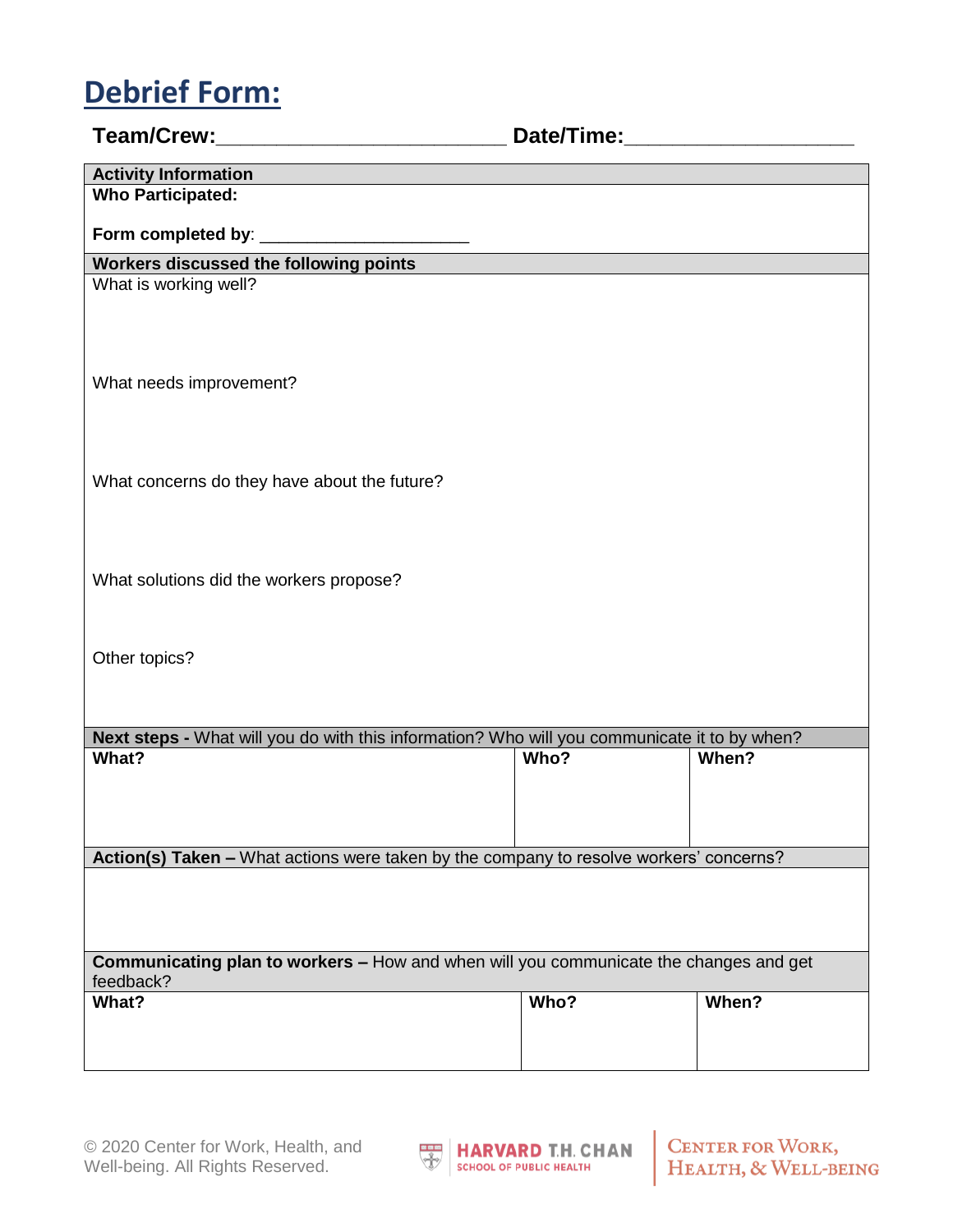# Debrief Form:

**Team/Crew:**________________________ **Date/Time:**___________________

| **Activity Information** | | |
|---|---|---|
| **Who Participated:**<br><br>**Form completed by**: _____________________ | | |
| **Workers discussed the following points** | | |
| What is working well?<br><br>What needs improvement?<br><br>What concerns do they have about the future?<br><br>What solutions did the workers propose?<br><br>Other topics? | | |
| **Next steps -** What will you do with this information? Who will you communicate it to by when? | | |
| **What?** | **Who?** | **When?** |
| **Action(s) Taken –** What actions were taken by the company to resolve workers' concerns? | | |
| | | |
| **Communicating plan to workers –** How and when will you communicate the changes and get feedback? | | |
| **What?** | **Who?** | **When?** |

© 2020 Center for Work, Health, and Well-being. All Rights Reserved.

HARVARD T.H. CHAN SCHOOL OF PUBLIC HEALTH

CENTER FOR WORK, HEALTH, & WELL-BEING